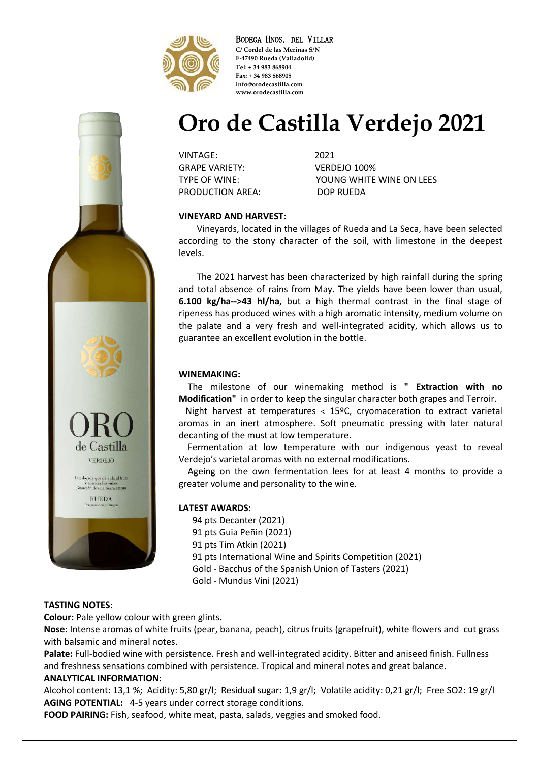BODEGA HNOS. DEL VILLAR
C/ Cordel de las Merinas S/N
E-47490 Rueda (Valladolid)
Tel: + 34 983 868904
Fax: + 34 983 868905
info@orodecastilla.com
www.orodecastilla.com

# Oro de Castilla Verdejo 2021

| | |
|---|---|
| VINTAGE: | 2021 |
| GRAPE VARIETY: | VERDEJO 100% |
| TYPE OF WINE: | YOUNG WHITE WINE ON LEES |
| PRODUCTION AREA: | DOP RUEDA |

**VINEYARD AND HARVEST:**

Vineyards, located in the villages of Rueda and La Seca, have been selected according to the stony character of the soil, with limestone in the deepest levels.

The 2021 harvest has been characterized by high rainfall during the spring and total absence of rains from May. The yields have been lower than usual, **6.100 kg/ha-->43 hl/ha**, but a high thermal contrast in the final stage of ripeness has produced wines with a high aromatic intensity, medium volume on the palate and a very fresh and well-integrated acidity, which allows us to guarantee an excellent evolution in the bottle.

**WINEMAKING:**

The milestone of our winemaking method is **" Extraction with no Modification"** in order to keep the singular character both grapes and Terroir.

Night harvest at temperatures < 15ºC, cryomaceration to extract varietal aromas in an inert atmosphere. Soft pneumatic pressing with later natural decanting of the must at low temperature.

Fermentation at low temperature with our indigenous yeast to reveal Verdejo's varietal aromas with no external modifications.

Ageing on the own fermentation lees for at least 4 months to provide a greater volume and personality to the wine.

**LATEST AWARDS:**

94 pts Decanter (2021)
91 pts Guia Peñin (2021)
91 pts Tim Atkin (2021)
91 pts International Wine and Spirits Competition (2021)
Gold - Bacchus of the Spanish Union of Tasters (2021)
Gold - Mundus Vini (2021)

**TASTING NOTES:**

**Colour:** Pale yellow colour with green glints.

**Nose:** Intense aromas of white fruits (pear, banana, peach), citrus fruits (grapefruit), white flowers and cut grass with balsamic and mineral notes.

**Palate:** Full-bodied wine with persistence. Fresh and well-integrated acidity. Bitter and aniseed finish. Fullness and freshness sensations combined with persistence. Tropical and mineral notes and great balance.

**ANALYTICAL INFORMATION:**

Alcohol content: 13,1 %; Acidity: 5,80 gr/l; Residual sugar: 1,9 gr/l; Volatile acidity: 0,21 gr/l; Free SO2: 19 gr/l

**AGING POTENTIAL:** 4-5 years under correct storage conditions.

**FOOD PAIRING:** Fish, seafood, white meat, pasta, salads, veggies and smoked food.